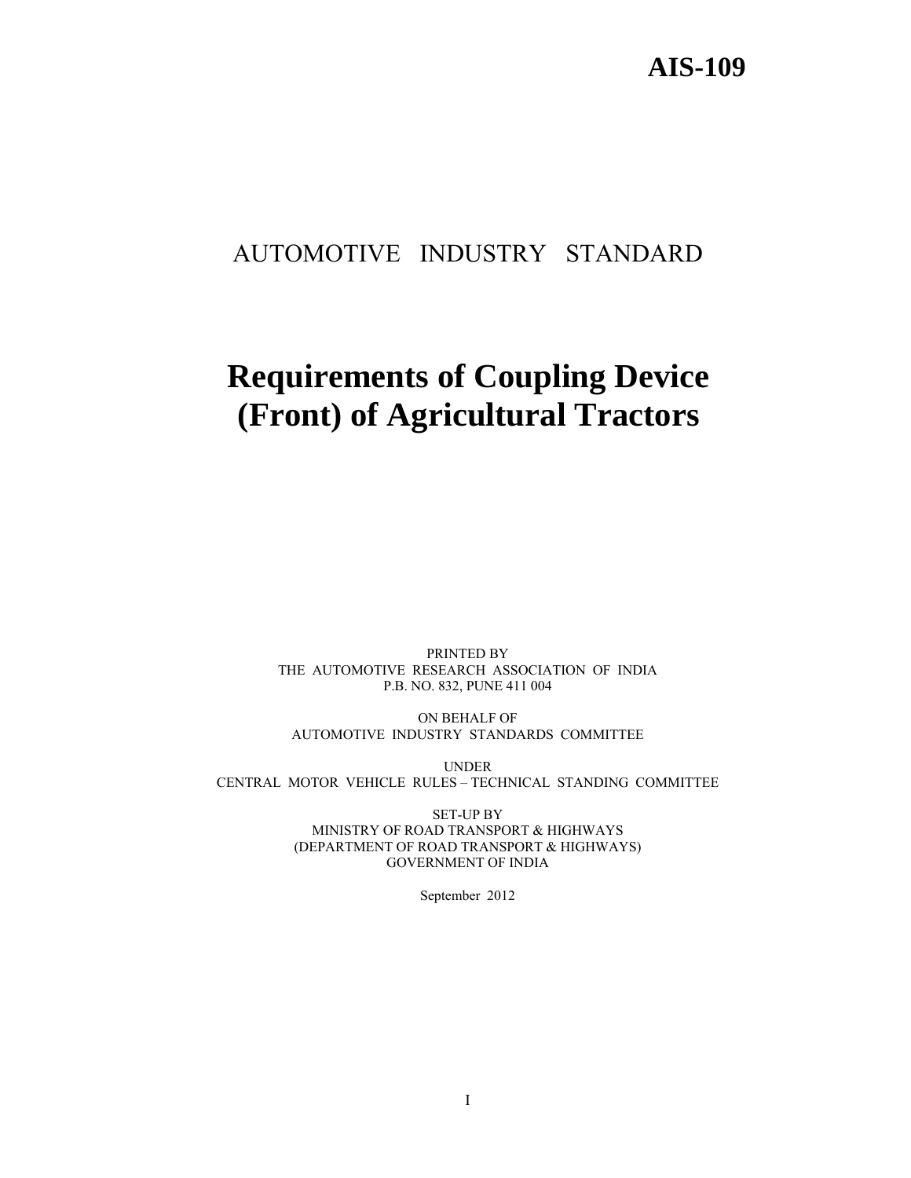**AIS-109**

AUTOMOTIVE INDUSTRY STANDARD

# Requirements of Coupling Device (Front) of Agricultural Tractors

PRINTED BY
THE AUTOMOTIVE RESEARCH ASSOCIATION OF INDIA
P.B. NO. 832, PUNE 411 004

ON BEHALF OF
AUTOMOTIVE INDUSTRY STANDARDS COMMITTEE

UNDER
CENTRAL MOTOR VEHICLE RULES – TECHNICAL STANDING COMMITTEE

SET-UP BY
MINISTRY OF ROAD TRANSPORT & HIGHWAYS
(DEPARTMENT OF ROAD TRANSPORT & HIGHWAYS)
GOVERNMENT OF INDIA

September 2012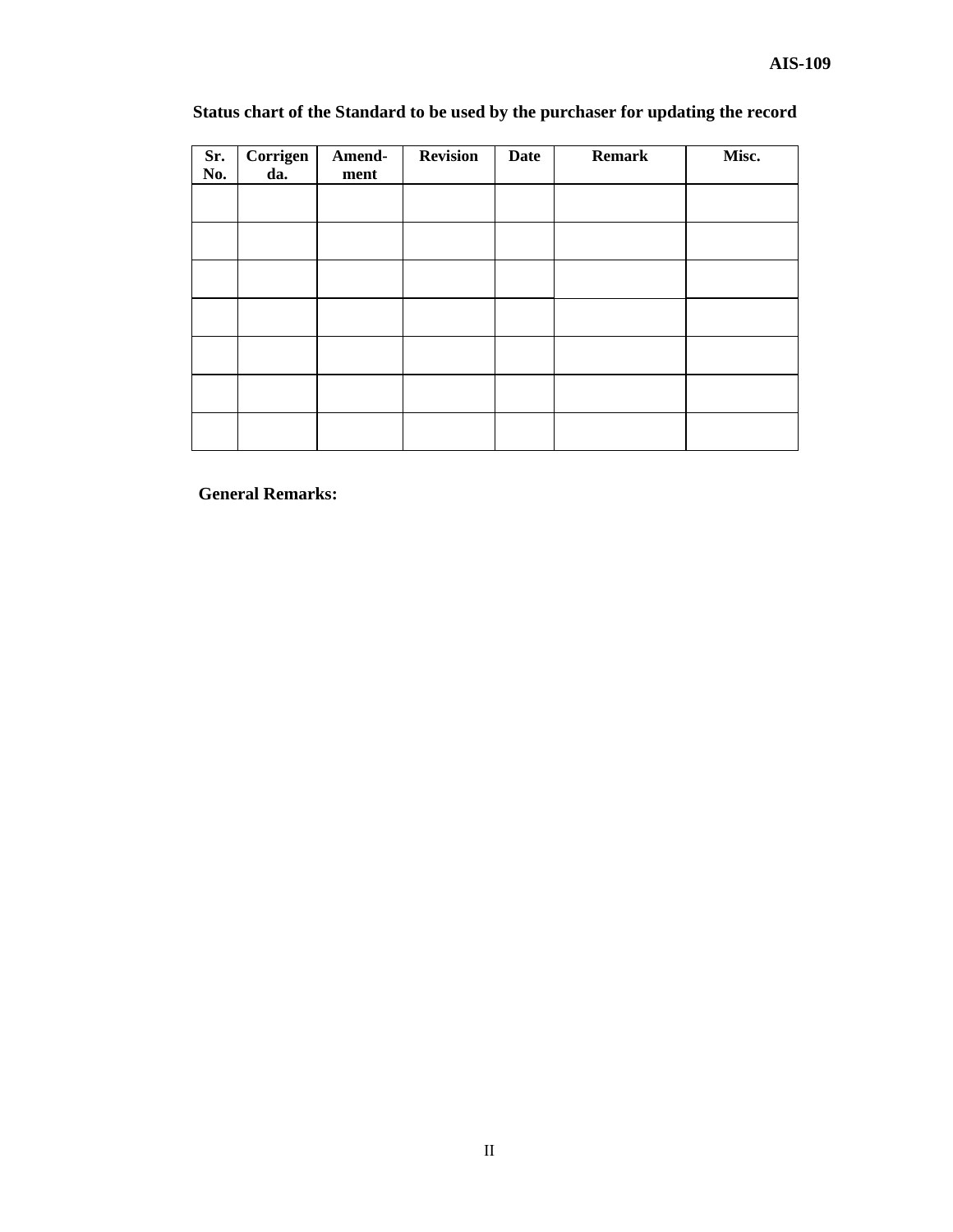**Status chart of the Standard to be used by the purchaser for updating the record**

| Sr. No. | Corrigenda. | Amend-ment | Revision | Date | Remark | Misc. |
|---|---|---|---|---|---|---|
| | | | | | | |
| | | | | | | |
| | | | | | | |
| | | | | | | |
| | | | | | | |
| | | | | | | |
| | | | | | | |

**General Remarks:**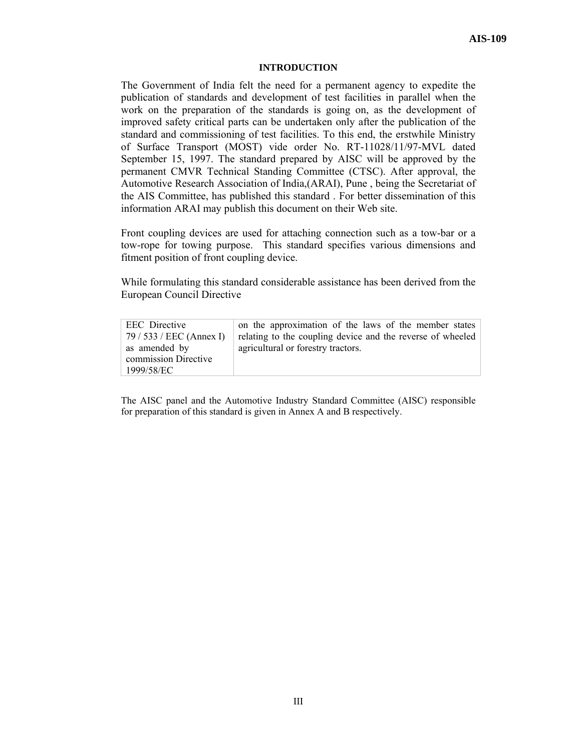# INTRODUCTION

The Government of India felt the need for a permanent agency to expedite the publication of standards and development of test facilities in parallel when the work on the preparation of the standards is going on, as the development of improved safety critical parts can be undertaken only after the publication of the standard and commissioning of test facilities. To this end, the erstwhile Ministry of Surface Transport (MOST) vide order No. RT-11028/11/97-MVL dated September 15, 1997. The standard prepared by AISC will be approved by the permanent CMVR Technical Standing Committee (CTSC). After approval, the Automotive Research Association of India,(ARAI), Pune , being the Secretariat of the AIS Committee, has published this standard . For better dissemination of this information ARAI may publish this document on their Web site.

Front coupling devices are used for attaching connection such as a tow-bar or a tow-rope for towing purpose. This standard specifies various dimensions and fitment position of front coupling device.

While formulating this standard considerable assistance has been derived from the European Council Directive

| | |
|---|---|
| EEC Directive 79 / 533 / EEC (Annex I) as amended by commission Directive 1999/58/EC | on the approximation of the laws of the member states relating to the coupling device and the reverse of wheeled agricultural or forestry tractors. |

The AISC panel and the Automotive Industry Standard Committee (AISC) responsible for preparation of this standard is given in Annex A and B respectively.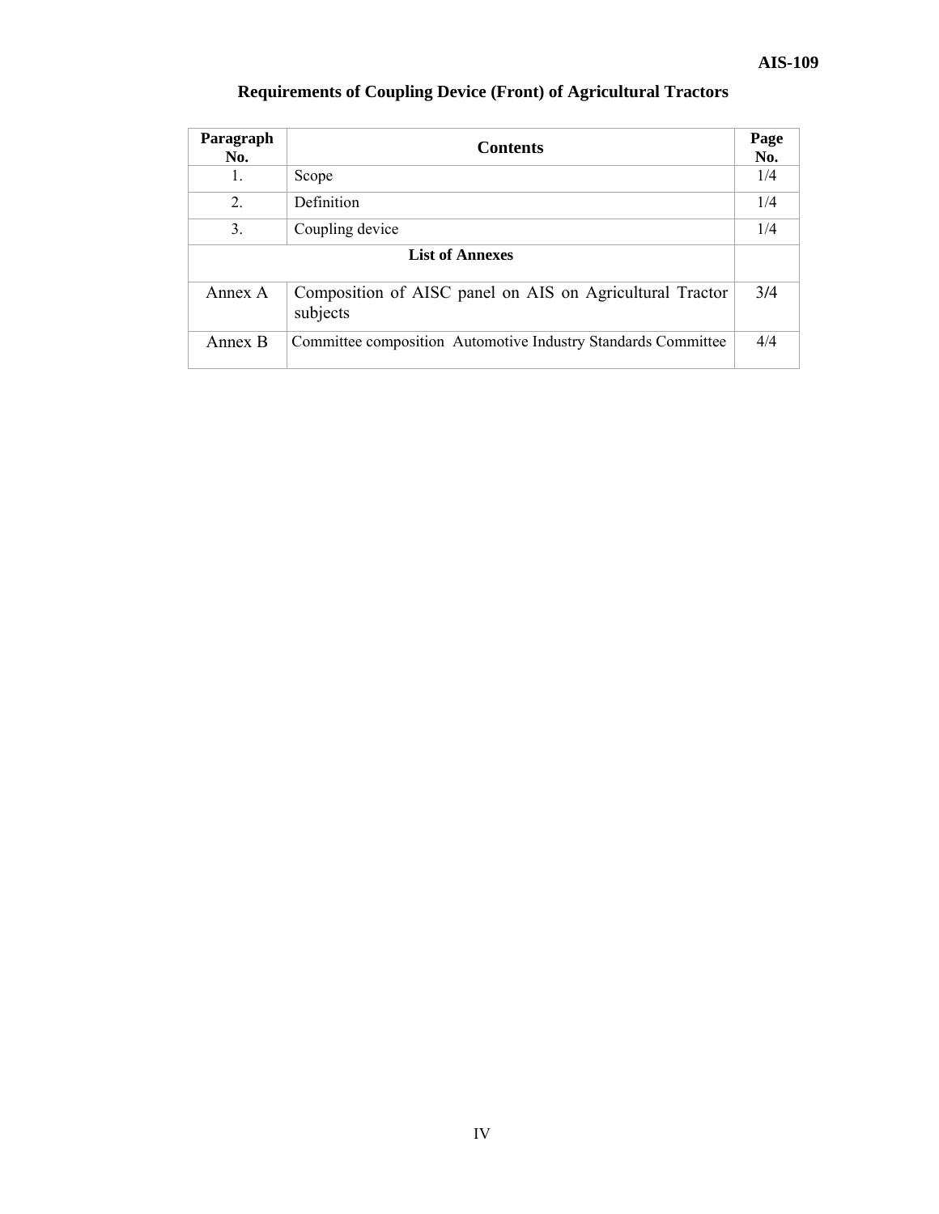# Requirements of Coupling Device (Front) of Agricultural Tractors

| Paragraph No. | Contents | Page No. |
|---|---|---|
| 1. | Scope | 1/4 |
| 2. | Definition | 1/4 |
| 3. | Coupling device | 1/4 |
| **List of Annexes** | | |
| Annex A | Composition of AISC panel on AIS on Agricultural Tractor subjects | 3/4 |
| Annex B | Committee composition Automotive Industry Standards Committee | 4/4 |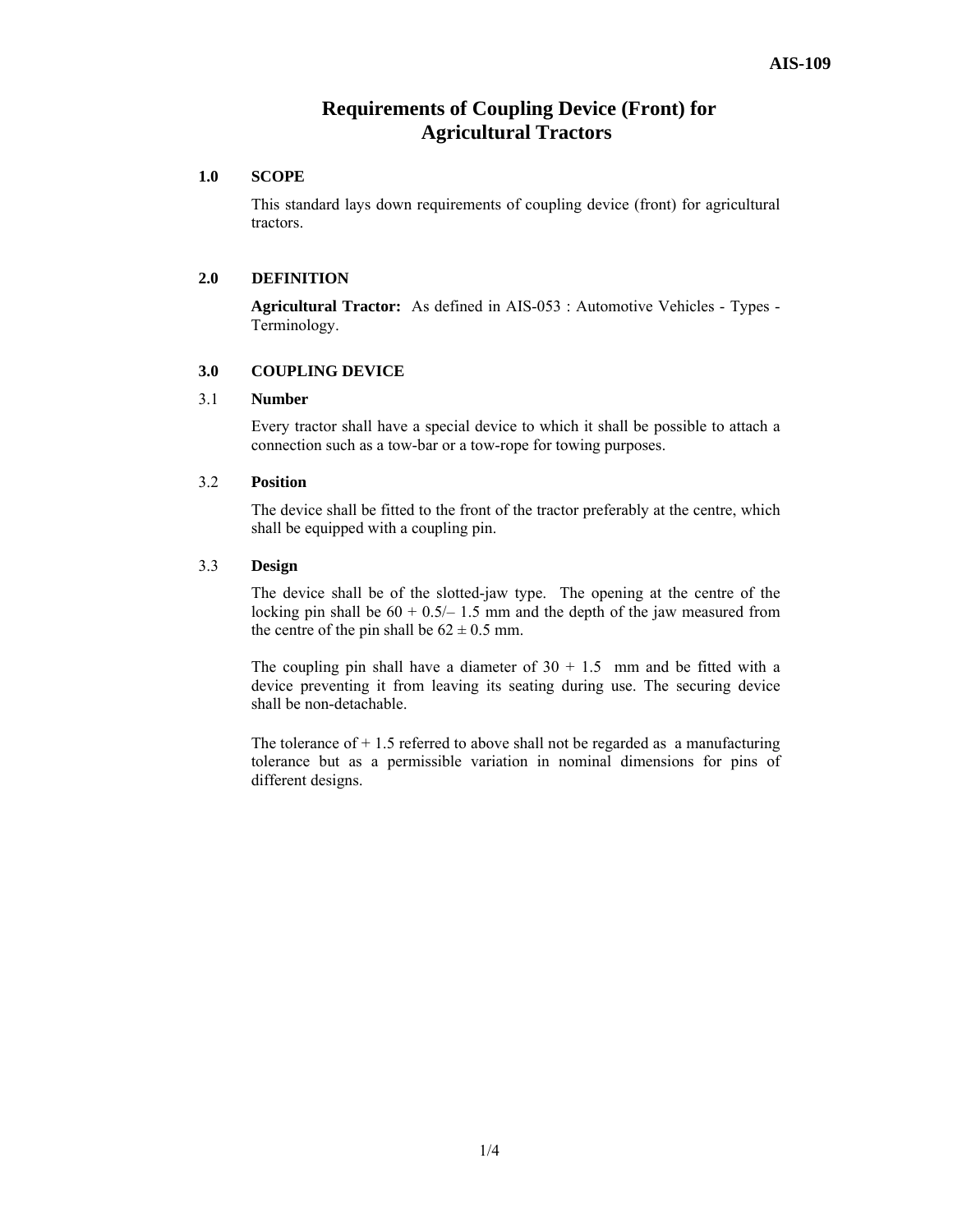# Requirements of Coupling Device (Front) for Agricultural Tractors

## 1.0 SCOPE

This standard lays down requirements of coupling device (front) for agricultural tractors.

## 2.0 DEFINITION

**Agricultural Tractor:** As defined in AIS-053 : Automotive Vehicles - Types - Terminology.

## 3.0 COUPLING DEVICE

### 3.1 Number

Every tractor shall have a special device to which it shall be possible to attach a connection such as a tow-bar or a tow-rope for towing purposes.

### 3.2 Position

The device shall be fitted to the front of the tractor preferably at the centre, which shall be equipped with a coupling pin.

### 3.3 Design

The device shall be of the slotted-jaw type. The opening at the centre of the locking pin shall be 60 + 0.5/– 1.5 mm and the depth of the jaw measured from the centre of the pin shall be 62 ± 0.5 mm.

The coupling pin shall have a diameter of 30 + 1.5 mm and be fitted with a device preventing it from leaving its seating during use. The securing device shall be non-detachable.

The tolerance of + 1.5 referred to above shall not be regarded as a manufacturing tolerance but as a permissible variation in nominal dimensions for pins of different designs.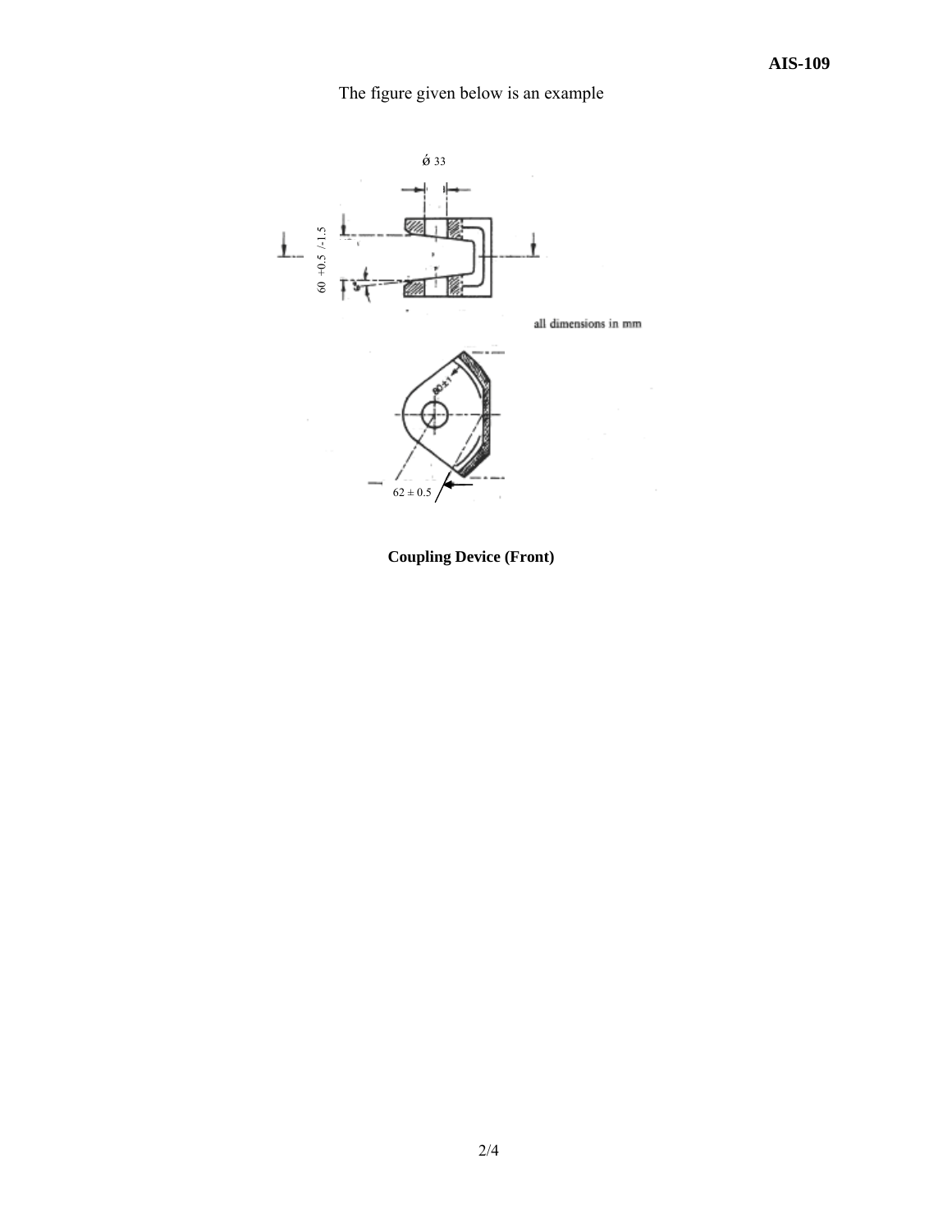The figure given below is an example

Ø 33

60 +0.5 /-1.5

all dimensions in mm

60 ± 1

62 ± 0.5

**Coupling Device (Front)**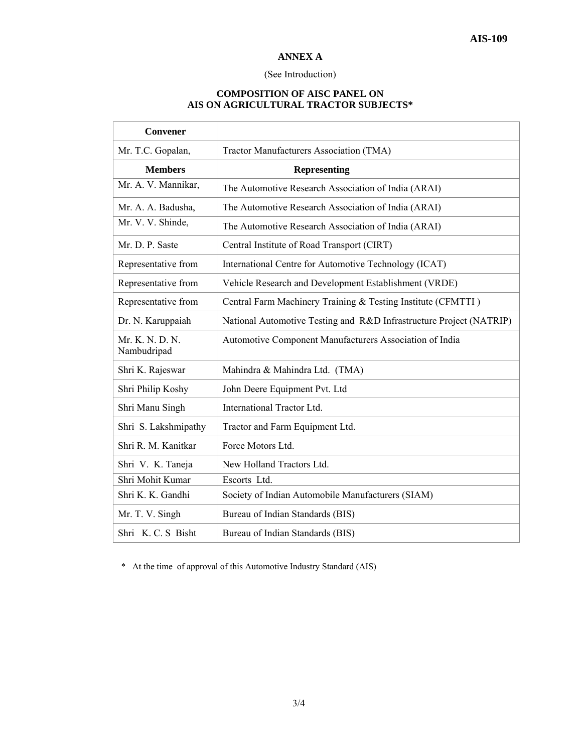## ANNEX A

(See Introduction)

### COMPOSITION OF AISC PANEL ON AIS ON AGRICULTURAL TRACTOR SUBJECTS*

| **Convener** | |
|---|---|
| Mr. T.C. Gopalan, | Tractor Manufacturers Association (TMA) |
| **Members** | **Representing** |
| Mr. A. V. Mannikar, | The Automotive Research Association of India (ARAI) |
| Mr. A. A. Badusha, | The Automotive Research Association of India (ARAI) |
| Mr. V. V. Shinde, | The Automotive Research Association of India (ARAI) |
| Mr. D. P. Saste | Central Institute of Road Transport (CIRT) |
| Representative from | International Centre for Automotive Technology (ICAT) |
| Representative from | Vehicle Research and Development Establishment (VRDE) |
| Representative from | Central Farm Machinery Training & Testing Institute (CFMTTI ) |
| Dr. N. Karuppaiah | National Automotive Testing and R&D Infrastructure Project (NATRIP) |
| Mr. K. N. D. N. Nambudripad | Automotive Component Manufacturers Association of India |
| Shri K. Rajeswar | Mahindra & Mahindra Ltd. (TMA) |
| Shri Philip Koshy | John Deere Equipment Pvt. Ltd |
| Shri Manu Singh | International Tractor Ltd. |
| Shri S. Lakshmipathy | Tractor and Farm Equipment Ltd. |
| Shri R. M. Kanitkar | Force Motors Ltd. |
| Shri V. K. Taneja | New Holland Tractors Ltd. |
| Shri Mohit Kumar | Escorts Ltd. |
| Shri K. K. Gandhi | Society of Indian Automobile Manufacturers (SIAM) |
| Mr. T. V. Singh | Bureau of Indian Standards (BIS) |
| Shri K. C. S Bisht | Bureau of Indian Standards (BIS) |

\* At the time of approval of this Automotive Industry Standard (AIS)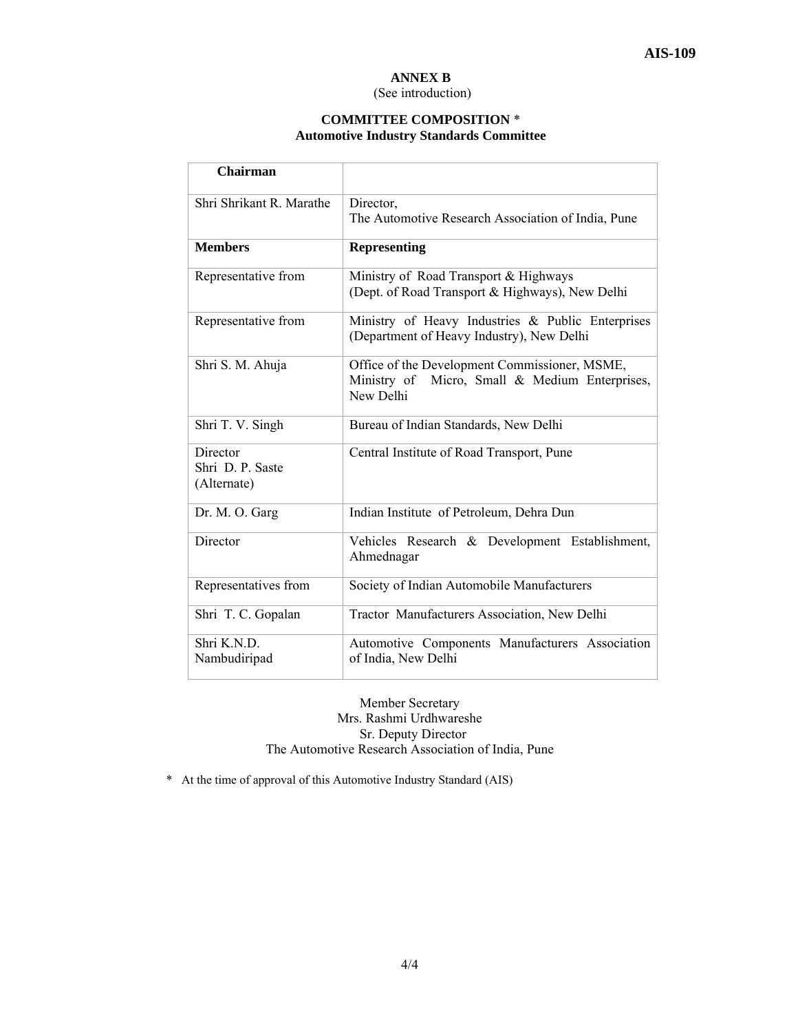## ANNEX B

(See introduction)

### COMMITTEE COMPOSITION *
### Automotive Industry Standards Committee

| **Chairman** | |
|---|---|
| Shri Shrikant R. Marathe | Director,<br>The Automotive Research Association of India, Pune |
| **Members** | **Representing** |
| Representative from | Ministry of Road Transport & Highways<br>(Dept. of Road Transport & Highways), New Delhi |
| Representative from | Ministry of Heavy Industries & Public Enterprises (Department of Heavy Industry), New Delhi |
| Shri S. M. Ahuja | Office of the Development Commissioner, MSME, Ministry of Micro, Small & Medium Enterprises, New Delhi |
| Shri T. V. Singh | Bureau of Indian Standards, New Delhi |
| Director<br>Shri D. P. Saste<br>(Alternate) | Central Institute of Road Transport, Pune |
| Dr. M. O. Garg | Indian Institute of Petroleum, Dehra Dun |
| Director | Vehicles Research & Development Establishment, Ahmednagar |
| Representatives from | Society of Indian Automobile Manufacturers |
| Shri T. C. Gopalan | Tractor Manufacturers Association, New Delhi |
| Shri K.N.D. Nambudiripad | Automotive Components Manufacturers Association of India, New Delhi |

Member Secretary
Mrs. Rashmi Urdhwareshe
Sr. Deputy Director
The Automotive Research Association of India, Pune

* At the time of approval of this Automotive Industry Standard (AIS)